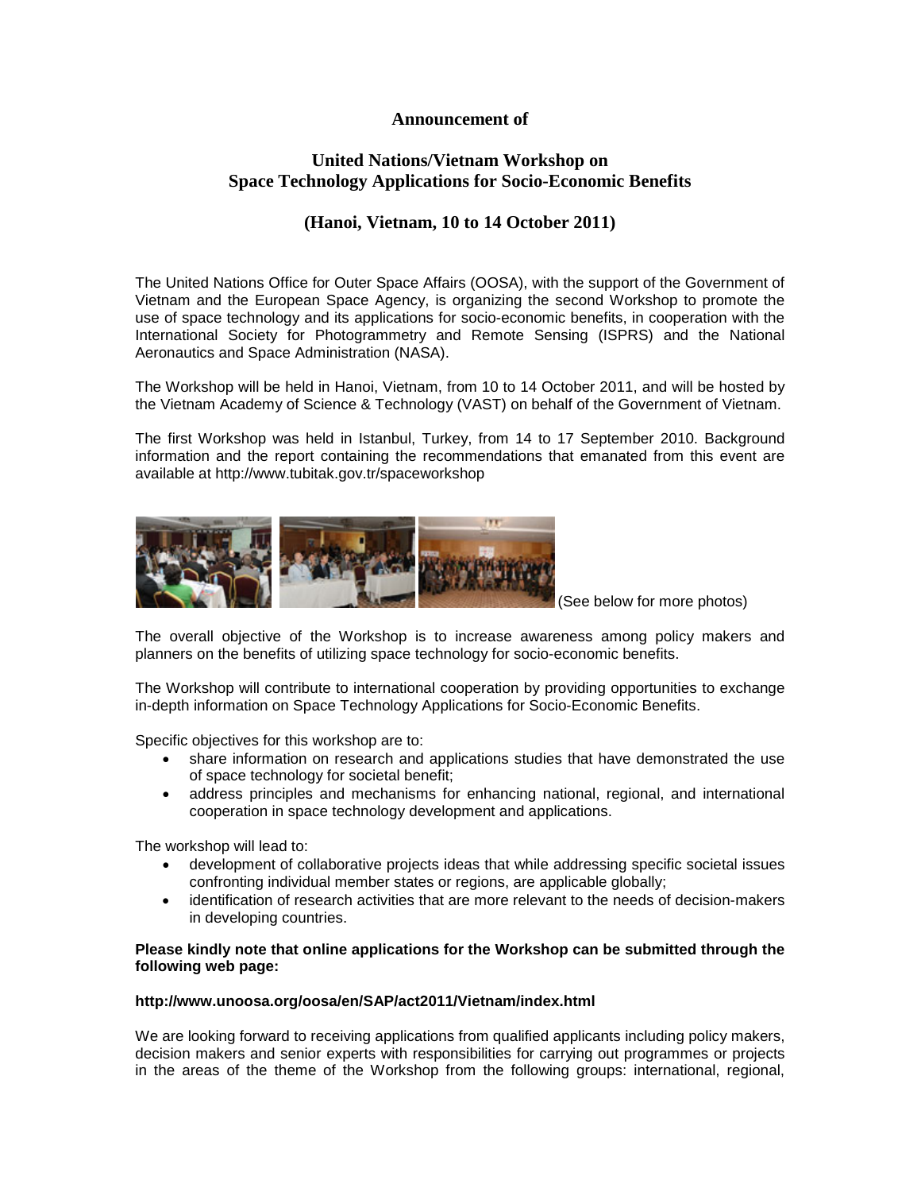**Announcement of**

# United Nations/Vietnam Workshop on Space Technology Applications for Socio-Economic Benefits

## (Hanoi, Vietnam, 10 to 14 October 2011)

The United Nations Office for Outer Space Affairs (OOSA), with the support of the Government of Vietnam and the European Space Agency, is organizing the second Workshop to promote the use of space technology and its applications for socio-economic benefits, in cooperation with the International Society for Photogrammetry and Remote Sensing (ISPRS) and the National Aeronautics and Space Administration (NASA).

The Workshop will be held in Hanoi, Vietnam, from 10 to 14 October 2011, and will be hosted by the Vietnam Academy of Science & Technology (VAST) on behalf of the Government of Vietnam.

The first Workshop was held in Istanbul, Turkey, from 14 to 17 September 2010. Background information and the report containing the recommendations that emanated from this event are available at http://www.tubitak.gov.tr/spaceworkshop

(See below for more photos)

The overall objective of the Workshop is to increase awareness among policy makers and planners on the benefits of utilizing space technology for socio-economic benefits.

The Workshop will contribute to international cooperation by providing opportunities to exchange in-depth information on Space Technology Applications for Socio-Economic Benefits.

Specific objectives for this workshop are to:

- share information on research and applications studies that have demonstrated the use of space technology for societal benefit;
- address principles and mechanisms for enhancing national, regional, and international cooperation in space technology development and applications.

The workshop will lead to:

- development of collaborative projects ideas that while addressing specific societal issues confronting individual member states or regions, are applicable globally;
- identification of research activities that are more relevant to the needs of decision-makers in developing countries.

**Please kindly note that online applications for the Workshop can be submitted through the following web page:**

**http://www.unoosa.org/oosa/en/SAP/act2011/Vietnam/index.html**

We are looking forward to receiving applications from qualified applicants including policy makers, decision makers and senior experts with responsibilities for carrying out programmes or projects in the areas of the theme of the Workshop from the following groups: international, regional,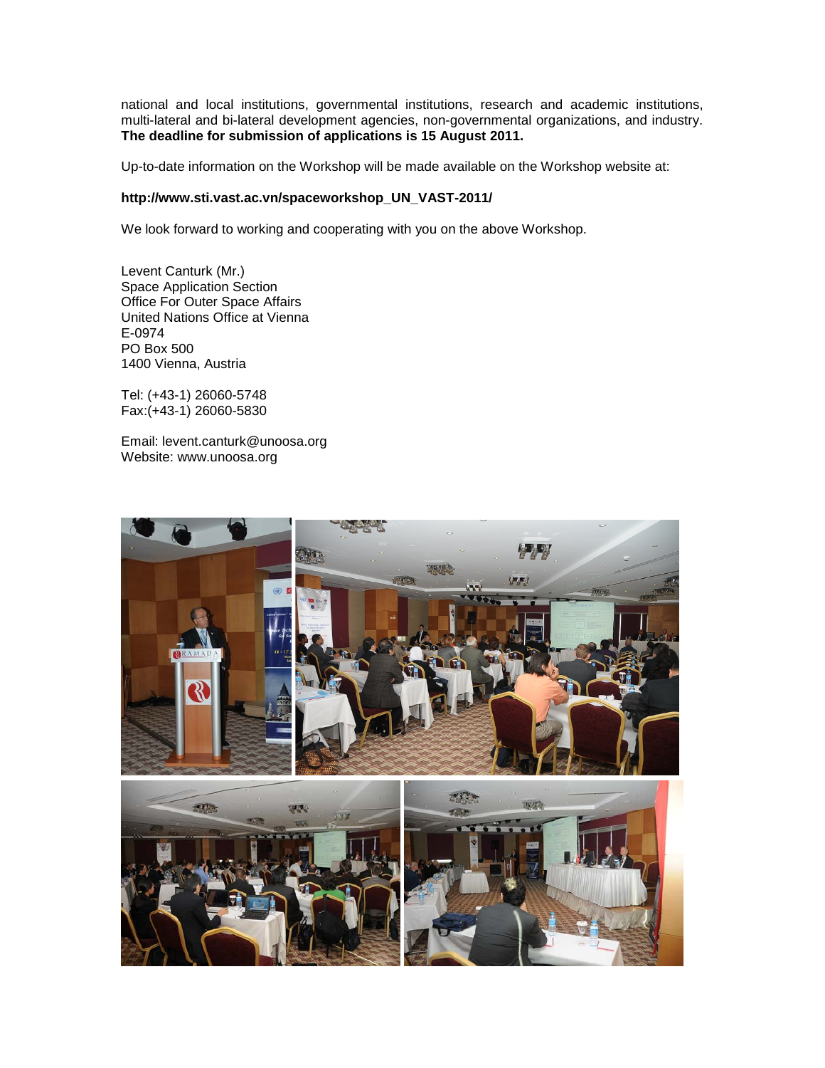national and local institutions, governmental institutions, research and academic institutions, multi-lateral and bi-lateral development agencies, non-governmental organizations, and industry. **The deadline for submission of applications is 15 August 2011.**

Up-to-date information on the Workshop will be made available on the Workshop website at:

**http://www.sti.vast.ac.vn/spaceworkshop_UN_VAST-2011/**

We look forward to working and cooperating with you on the above Workshop.

Levent Canturk (Mr.)
Space Application Section
Office For Outer Space Affairs
United Nations Office at Vienna
E-0974
PO Box 500
1400 Vienna, Austria

Tel: (+43-1) 26060-5748
Fax:(+43-1) 26060-5830

Email: levent.canturk@unoosa.org
Website: www.unoosa.org